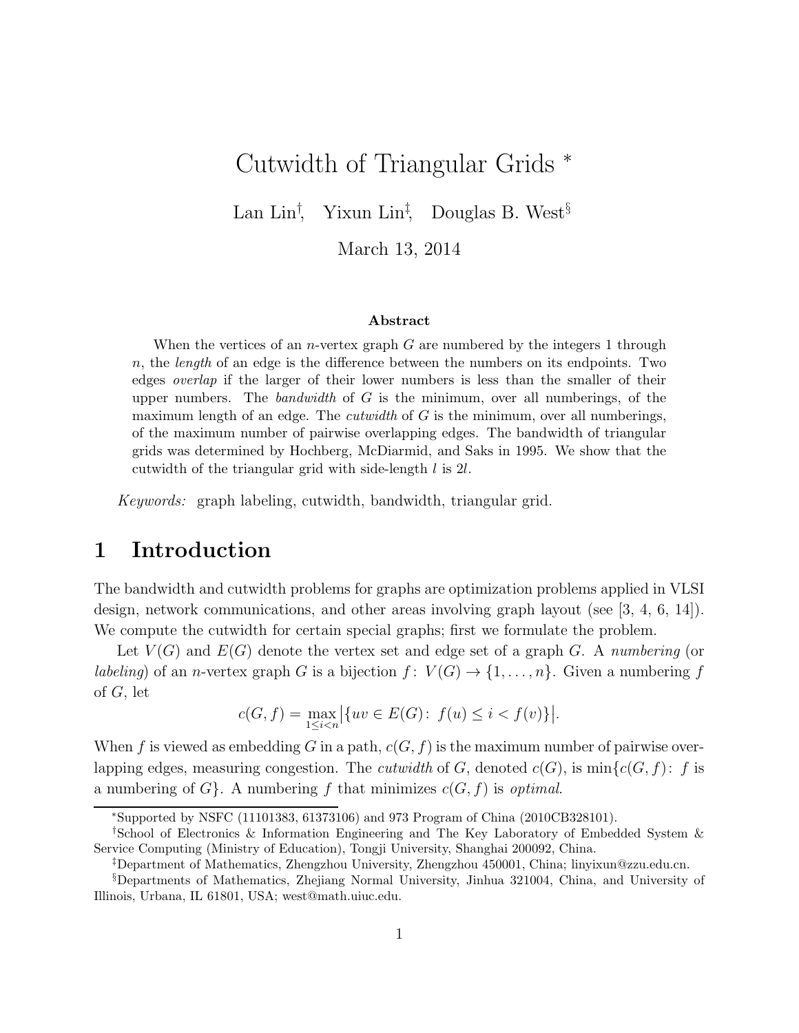# Cutwidth of Triangular Grids *

Lan Lin[†], Yixun Lin[‡], Douglas B. West[§]

March 13, 2014

### Abstract

When the vertices of an $n$-vertex graph $G$ are numbered by the integers 1 through $n$, the *length* of an edge is the difference between the numbers on its endpoints. Two edges *overlap* if the larger of their lower numbers is less than the smaller of their upper numbers. The *bandwidth* of $G$ is the minimum, over all numberings, of the maximum length of an edge. The *cutwidth* of $G$ is the minimum, over all numberings, of the maximum number of pairwise overlapping edges. The bandwidth of triangular grids was determined by Hochberg, McDiarmid, and Saks in 1995. We show that the cutwidth of the triangular grid with side-length $l$ is $2l$.

*Keywords:* graph labeling, cutwidth, bandwidth, triangular grid.

## 1 Introduction

The bandwidth and cutwidth problems for graphs are optimization problems applied in VLSI design, network communications, and other areas involving graph layout (see [3, 4, 6, 14]). We compute the cutwidth for certain special graphs; first we formulate the problem.

Let $V(G)$ and $E(G)$ denote the vertex set and edge set of a graph $G$. A *numbering* (or *labeling*) of an $n$-vertex graph $G$ is a bijection $f\colon V(G) \to \{1, \dots, n\}$. Given a numbering $f$ of $G$, let

$$c(G, f) = \max_{1 \le i < n} \bigl|\{uv \in E(G)\colon f(u) \le i < f(v)\}\bigr|.$$

When $f$ is viewed as embedding $G$ in a path, $c(G, f)$ is the maximum number of pairwise overlapping edges, measuring congestion. The *cutwidth* of $G$, denoted $c(G)$, is $\min\{c(G, f)\colon f$ is a numbering of $G\}$. A numbering $f$ that minimizes $c(G, f)$ is *optimal*.

*Supported by NSFC (11101383, 61373106) and 973 Program of China (2010CB328101).

[†]School of Electronics & Information Engineering and The Key Laboratory of Embedded System & Service Computing (Ministry of Education), Tongji University, Shanghai 200092, China.

[‡]Department of Mathematics, Zhengzhou University, Zhengzhou 450001, China; linyixun@zzu.edu.cn.

[§]Departments of Mathematics, Zhejiang Normal University, Jinhua 321004, China, and University of Illinois, Urbana, IL 61801, USA; west@math.uiuc.edu.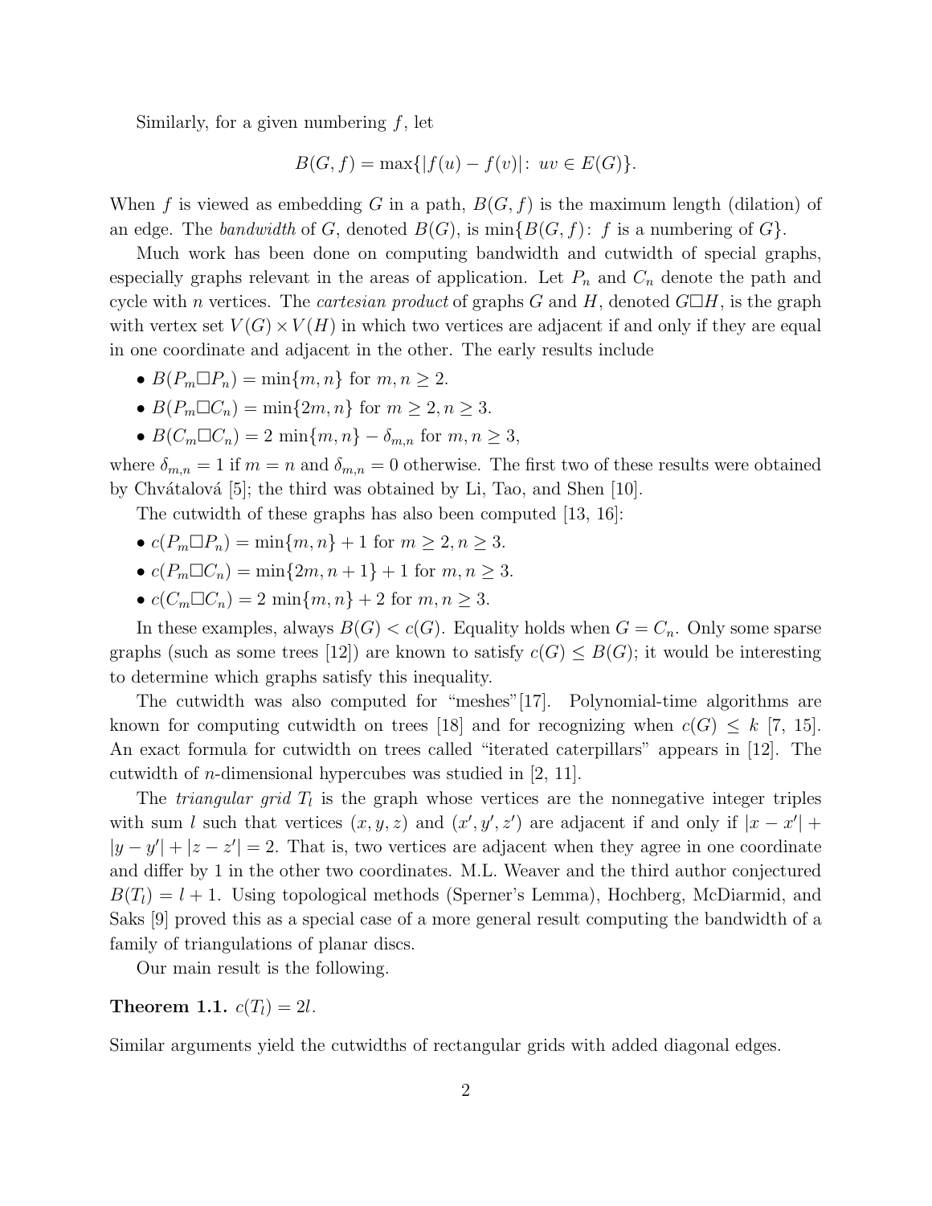Similarly, for a given numbering $f$, let

$$B(G, f) = \max\{|f(u) - f(v)|\colon\ uv \in E(G)\}.$$

When $f$ is viewed as embedding $G$ in a path, $B(G, f)$ is the maximum length (dilation) of an edge. The *bandwidth* of $G$, denoted $B(G)$, is $\min\{B(G, f)\colon\ f \text{ is a numbering of } G\}$.

Much work has been done on computing bandwidth and cutwidth of special graphs, especially graphs relevant in the areas of application. Let $P_n$ and $C_n$ denote the path and cycle with $n$ vertices. The *cartesian product* of graphs $G$ and $H$, denoted $G\Box H$, is the graph with vertex set $V(G) \times V(H)$ in which two vertices are adjacent if and only if they are equal in one coordinate and adjacent in the other. The early results include

- $B(P_m \Box P_n) = \min\{m, n\}$ for $m, n \geq 2$.
- $B(P_m \Box C_n) = \min\{2m, n\}$ for $m \geq 2, n \geq 3$.
- $B(C_m \Box C_n) = 2\, \min\{m, n\} - \delta_{m,n}$ for $m, n \geq 3$,

where $\delta_{m,n} = 1$ if $m = n$ and $\delta_{m,n} = 0$ otherwise. The first two of these results were obtained by Chvátalová [5]; the third was obtained by Li, Tao, and Shen [10].

The cutwidth of these graphs has also been computed [13, 16]:

- $c(P_m \Box P_n) = \min\{m, n\} + 1$ for $m \geq 2, n \geq 3$.
- $c(P_m \Box C_n) = \min\{2m, n+1\} + 1$ for $m, n \geq 3$.
- $c(C_m \Box C_n) = 2\, \min\{m, n\} + 2$ for $m, n \geq 3$.

In these examples, always $B(G) < c(G)$. Equality holds when $G = C_n$. Only some sparse graphs (such as some trees [12]) are known to satisfy $c(G) \leq B(G)$; it would be interesting to determine which graphs satisfy this inequality.

The cutwidth was also computed for "meshes"[17]. Polynomial-time algorithms are known for computing cutwidth on trees [18] and for recognizing when $c(G) \leq k$ [7, 15]. An exact formula for cutwidth on trees called "iterated caterpillars" appears in [12]. The cutwidth of $n$-dimensional hypercubes was studied in [2, 11].

The *triangular grid* $T_l$ is the graph whose vertices are the nonnegative integer triples with sum $l$ such that vertices $(x, y, z)$ and $(x', y', z')$ are adjacent if and only if $|x - x'| + |y - y'| + |z - z'| = 2$. That is, two vertices are adjacent when they agree in one coordinate and differ by 1 in the other two coordinates. M.L. Weaver and the third author conjectured $B(T_l) = l + 1$. Using topological methods (Sperner's Lemma), Hochberg, McDiarmid, and Saks [9] proved this as a special case of a more general result computing the bandwidth of a family of triangulations of planar discs.

Our main result is the following.

**Theorem 1.1.** *$c(T_l) = 2l$.*

Similar arguments yield the cutwidths of rectangular grids with added diagonal edges.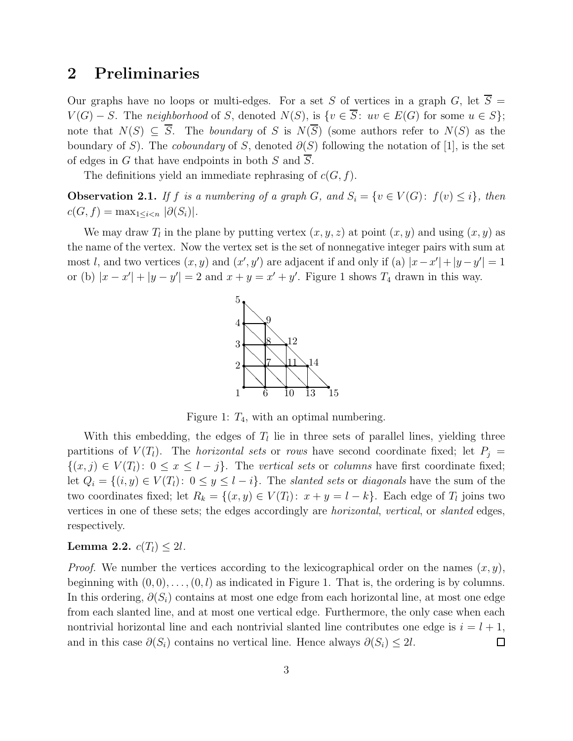## 2 Preliminaries

Our graphs have no loops or multi-edges. For a set $S$ of vertices in a graph $G$, let $\overline{S} = V(G) - S$. The *neighborhood* of $S$, denoted $N(S)$, is $\{v \in \overline{S}\colon\ uv \in E(G) \text{ for some } u \in S\}$; note that $N(S) \subseteq \overline{S}$. The *boundary* of $S$ is $N(\overline{S})$ (some authors refer to $N(S)$ as the boundary of $S$). The *coboundary* of $S$, denoted $\partial(S)$ following the notation of [1], is the set of edges in $G$ that have endpoints in both $S$ and $\overline{S}$.

The definitions yield an immediate rephrasing of $c(G, f)$.

**Observation 2.1.** *If $f$ is a numbering of a graph $G$, and $S_i = \{v \in V(G)\colon\ f(v) \le i\}$, then $c(G, f) = \max_{1 \le i < n} |\partial(S_i)|$.*

We may draw $T_l$ in the plane by putting vertex $(x, y, z)$ at point $(x, y)$ and using $(x, y)$ as the name of the vertex. Now the vertex set is the set of nonnegative integer pairs with sum at most $l$, and two vertices $(x, y)$ and $(x', y')$ are adjacent if and only if (a) $|x - x'| + |y - y'| = 1$ or (b) $|x - x'| + |y - y'| = 2$ and $x + y = x' + y'$. Figure 1 shows $T_4$ drawn in this way.

Figure 1: $T_4$, with an optimal numbering.

With this embedding, the edges of $T_l$ lie in three sets of parallel lines, yielding three partitions of $V(T_l)$. The *horizontal sets* or *rows* have second coordinate fixed; let $P_j = \{(x, j) \in V(T_l)\colon\ 0 \le x \le l - j\}$. The *vertical sets* or *columns* have first coordinate fixed; let $Q_i = \{(i, y) \in V(T_l)\colon\ 0 \le y \le l - i\}$. The *slanted sets* or *diagonals* have the sum of the two coordinates fixed; let $R_k = \{(x, y) \in V(T_l)\colon\ x + y = l - k\}$. Each edge of $T_l$ joins two vertices in one of these sets; the edges accordingly are *horizontal*, *vertical*, or *slanted* edges, respectively.

**Lemma 2.2.** $c(T_l) \le 2l$.

*Proof.* We number the vertices according to the lexicographical order on the names $(x, y)$, beginning with $(0, 0), \ldots, (0, l)$ as indicated in Figure 1. That is, the ordering is by columns. In this ordering, $\partial(S_i)$ contains at most one edge from each horizontal line, at most one edge from each slanted line, and at most one vertical edge. Furthermore, the only case when each nontrivial horizontal line and each nontrivial slanted line contributes one edge is $i = l + 1$, and in this case $\partial(S_i)$ contains no vertical line. Hence always $\partial(S_i) \le 2l$. $\square$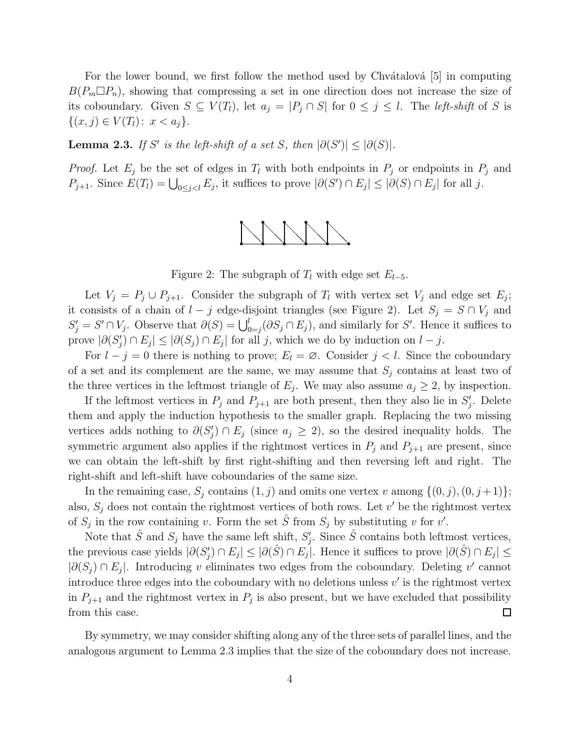For the lower bound, we first follow the method used by Chvátalová [5] in computing $B(P_m \Box P_n)$, showing that compressing a set in one direction does not increase the size of its coboundary. Given $S \subseteq V(T_l)$, let $a_j = |P_j \cap S|$ for $0 \le j \le l$. The *left-shift* of $S$ is $\{(x, j) \in V(T_l) : x < a_j\}$.

**Lemma 2.3.** *If $S'$ is the left-shift of a set $S$, then $|\partial(S')| \le |\partial(S)|$.*

*Proof.* Let $E_j$ be the set of edges in $T_l$ with both endpoints in $P_j$ or endpoints in $P_j$ and $P_{j+1}$. Since $E(T_l) = \bigcup_{0 \le j < l} E_j$, it suffices to prove $|\partial(S') \cap E_j| \le |\partial(S) \cap E_j|$ for all $j$.

Figure 2: The subgraph of $T_l$ with edge set $E_{l-5}$.

Let $V_j = P_j \cup P_{j+1}$. Consider the subgraph of $T_l$ with vertex set $V_j$ and edge set $E_j$; it consists of a chain of $l - j$ edge-disjoint triangles (see Figure 2). Let $S_j = S \cap V_j$ and $S'_j = S' \cap V_j$. Observe that $\partial(S) = \bigcup_{0=j}^{l} (\partial S_j \cap E_j)$, and similarly for $S'$. Hence it suffices to prove $|\partial(S'_j) \cap E_j| \le |\partial(S_j) \cap E_j|$ for all $j$, which we do by induction on $l - j$.

For $l - j = 0$ there is nothing to prove; $E_l = \varnothing$. Consider $j < l$. Since the coboundary of a set and its complement are the same, we may assume that $S_j$ contains at least two of the three vertices in the leftmost triangle of $E_j$. We may also assume $a_j \ge 2$, by inspection.

If the leftmost vertices in $P_j$ and $P_{j+1}$ are both present, then they also lie in $S'_j$. Delete them and apply the induction hypothesis to the smaller graph. Replacing the two missing vertices adds nothing to $\partial(S'_j) \cap E_j$ (since $a_j \ge 2$), so the desired inequality holds. The symmetric argument also applies if the rightmost vertices in $P_j$ and $P_{j+1}$ are present, since we can obtain the left-shift by first right-shifting and then reversing left and right. The right-shift and left-shift have coboundaries of the same size.

In the remaining case, $S_j$ contains $(1, j)$ and omits one vertex $v$ among $\{(0, j), (0, j+1)\}$; also, $S_j$ does not contain the rightmost vertices of both rows. Let $v'$ be the rightmost vertex of $S_j$ in the row containing $v$. Form the set $\hat{S}$ from $S_j$ by substituting $v$ for $v'$.

Note that $\hat{S}$ and $S_j$ have the same left shift, $S'_j$. Since $\hat{S}$ contains both leftmost vertices, the previous case yields $|\partial(S'_j) \cap E_j| \le |\partial(\hat{S}) \cap E_j|$. Hence it suffices to prove $|\partial(\hat{S}) \cap E_j| \le |\partial(S_j) \cap E_j|$. Introducing $v$ eliminates two edges from the coboundary. Deleting $v'$ cannot introduce three edges into the coboundary with no deletions unless $v'$ is the rightmost vertex in $P_{j+1}$ and the rightmost vertex in $P_j$ is also present, but we have excluded that possibility from this case. $\square$

By symmetry, we may consider shifting along any of the three sets of parallel lines, and the analogous argument to Lemma 2.3 implies that the size of the coboundary does not increase.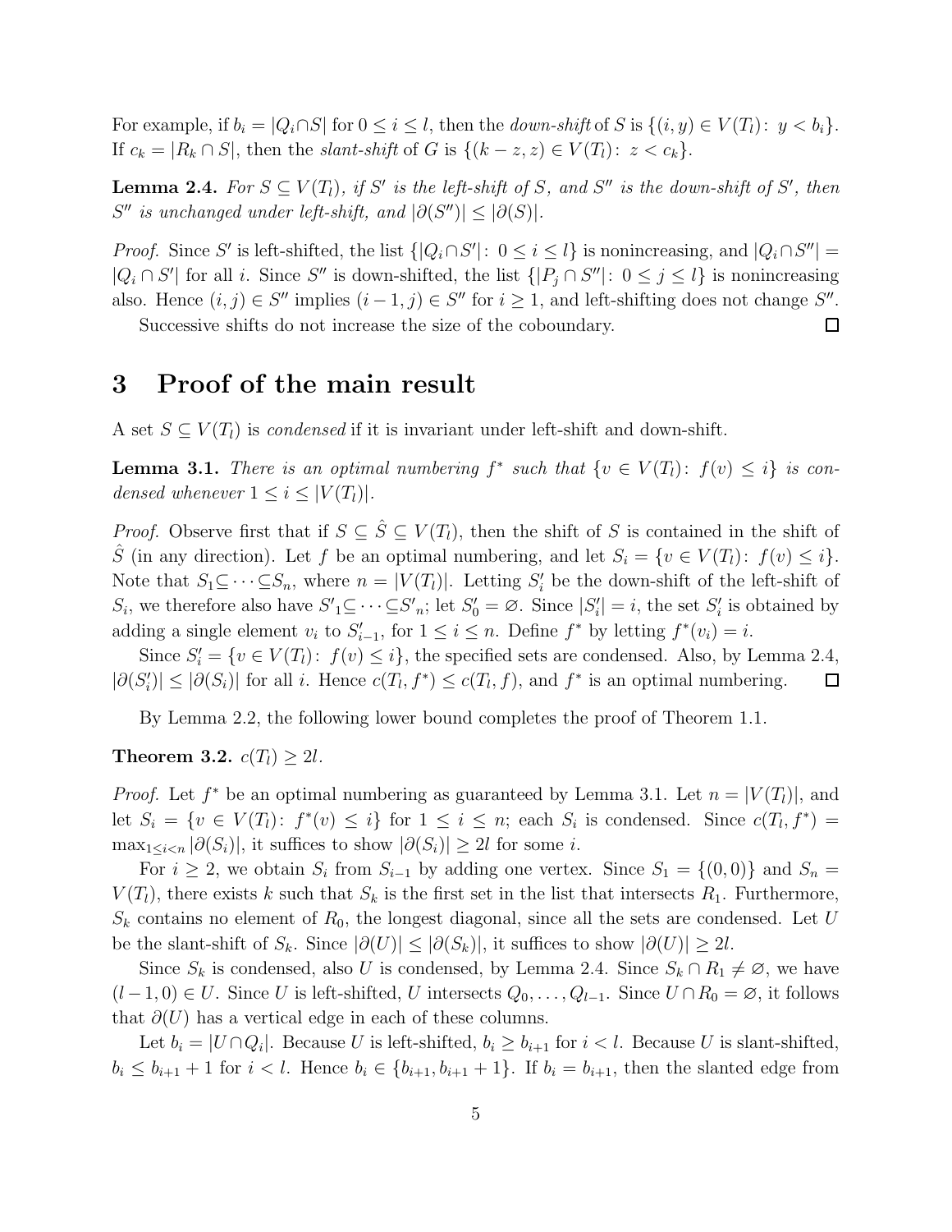For example, if $b_i = |Q_i \cap S|$ for $0 \le i \le l$, then the *down-shift* of $S$ is $\{(i, y) \in V(T_l)\colon\ y < b_i\}$. If $c_k = |R_k \cap S|$, then the *slant-shift* of $G$ is $\{(k - z, z) \in V(T_l)\colon\ z < c_k\}$.

**Lemma 2.4.** *For $S \subseteq V(T_l)$, if $S'$ is the left-shift of $S$, and $S''$ is the down-shift of $S'$, then $S''$ is unchanged under left-shift, and $|\partial(S'')| \le |\partial(S)|$.*

*Proof.* Since $S'$ is left-shifted, the list $\{|Q_i \cap S'|\colon\ 0 \le i \le l\}$ is nonincreasing, and $|Q_i \cap S''| = |Q_i \cap S'|$ for all $i$. Since $S''$ is down-shifted, the list $\{|P_j \cap S''|\colon\ 0 \le j \le l\}$ is nonincreasing also. Hence $(i, j) \in S''$ implies $(i - 1, j) \in S''$ for $i \ge 1$, and left-shifting does not change $S''$.

Successive shifts do not increase the size of the coboundary. $\square$

# 3 Proof of the main result

A set $S \subseteq V(T_l)$ is *condensed* if it is invariant under left-shift and down-shift.

**Lemma 3.1.** *There is an optimal numbering $f^*$ such that $\{v \in V(T_l)\colon\ f(v) \le i\}$ is condensed whenever $1 \le i \le |V(T_l)|$.*

*Proof.* Observe first that if $S \subseteq \hat{S} \subseteq V(T_l)$, then the shift of $S$ is contained in the shift of $\hat{S}$ (in any direction). Let $f$ be an optimal numbering, and let $S_i = \{v \in V(T_l)\colon\ f(v) \le i\}$. Note that $S_1 \subseteq \cdots \subseteq S_n$, where $n = |V(T_l)|$. Letting $S'_i$ be the down-shift of the left-shift of $S_i$, we therefore also have ${S'}_1 \subseteq \cdots \subseteq {S'}_n$; let $S'_0 = \varnothing$. Since $|S'_i| = i$, the set $S'_i$ is obtained by adding a single element $v_i$ to $S'_{i-1}$, for $1 \le i \le n$. Define $f^*$ by letting $f^*(v_i) = i$.

Since $S'_i = \{v \in V(T_l)\colon\ f(v) \le i\}$, the specified sets are condensed. Also, by Lemma 2.4, $|\partial(S'_i)| \le |\partial(S_i)|$ for all $i$. Hence $c(T_l, f^*) \le c(T_l, f)$, and $f^*$ is an optimal numbering. $\square$

By Lemma 2.2, the following lower bound completes the proof of Theorem 1.1.

**Theorem 3.2.** *$c(T_l) \ge 2l$.*

*Proof.* Let $f^*$ be an optimal numbering as guaranteed by Lemma 3.1. Let $n = |V(T_l)|$, and let $S_i = \{v \in V(T_l)\colon\ f^*(v) \le i\}$ for $1 \le i \le n$; each $S_i$ is condensed. Since $c(T_l, f^*) = \max_{1 \le i < n} |\partial(S_i)|$, it suffices to show $|\partial(S_i)| \ge 2l$ for some $i$.

For $i \ge 2$, we obtain $S_i$ from $S_{i-1}$ by adding one vertex. Since $S_1 = \{(0, 0)\}$ and $S_n = V(T_l)$, there exists $k$ such that $S_k$ is the first set in the list that intersects $R_1$. Furthermore, $S_k$ contains no element of $R_0$, the longest diagonal, since all the sets are condensed. Let $U$ be the slant-shift of $S_k$. Since $|\partial(U)| \le |\partial(S_k)|$, it suffices to show $|\partial(U)| \ge 2l$.

Since $S_k$ is condensed, also $U$ is condensed, by Lemma 2.4. Since $S_k \cap R_1 \ne \varnothing$, we have $(l - 1, 0) \in U$. Since $U$ is left-shifted, $U$ intersects $Q_0, \ldots, Q_{l-1}$. Since $U \cap R_0 = \varnothing$, it follows that $\partial(U)$ has a vertical edge in each of these columns.

Let $b_i = |U \cap Q_i|$. Because $U$ is left-shifted, $b_i \ge b_{i+1}$ for $i < l$. Because $U$ is slant-shifted, $b_i \le b_{i+1} + 1$ for $i < l$. Hence $b_i \in \{b_{i+1}, b_{i+1} + 1\}$. If $b_i = b_{i+1}$, then the slanted edge from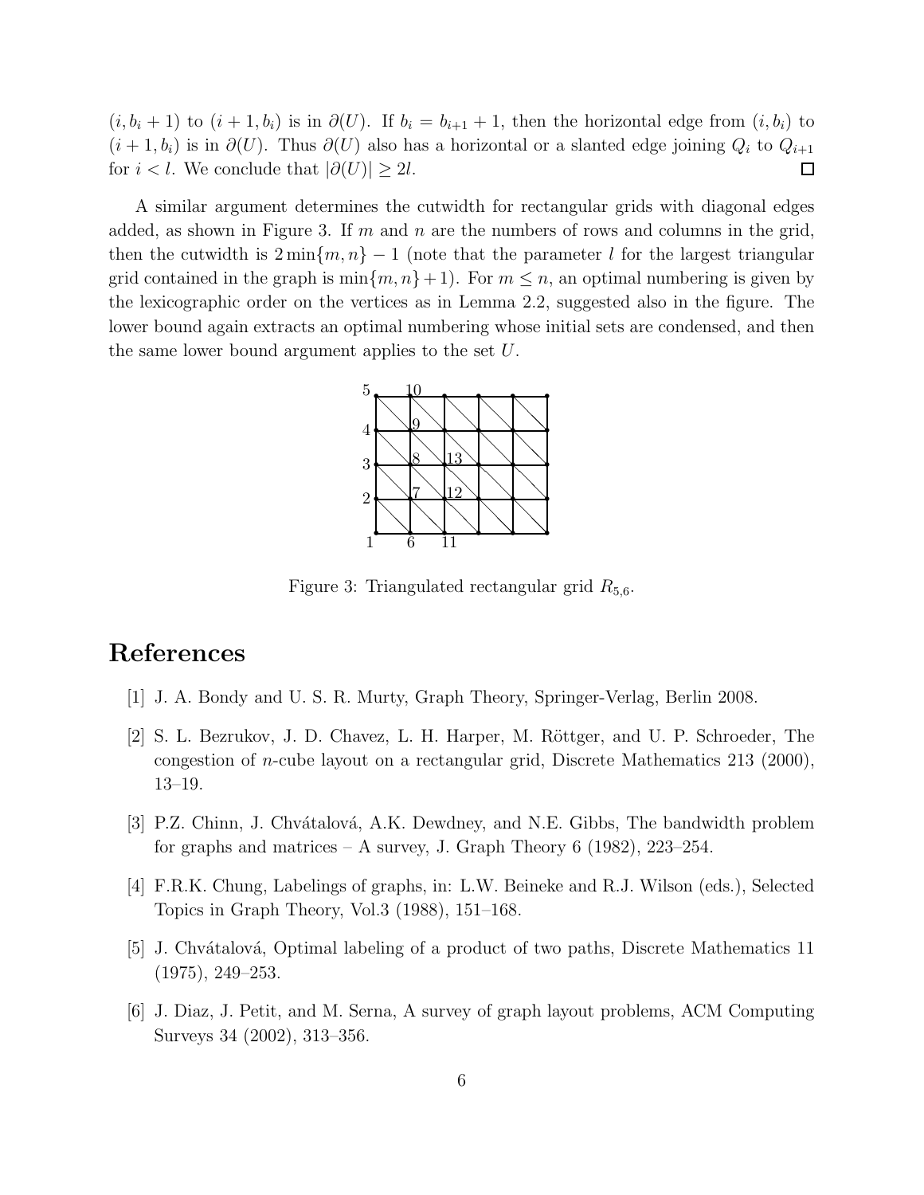$(i, b_i + 1)$ to $(i + 1, b_i)$ is in $\partial(U)$. If $b_i = b_{i+1} + 1$, then the horizontal edge from $(i, b_i)$ to $(i + 1, b_i)$ is in $\partial(U)$. Thus $\partial(U)$ also has a horizontal or a slanted edge joining $Q_i$ to $Q_{i+1}$ for $i < l$. We conclude that $|\partial(U)| \geq 2l$. □

A similar argument determines the cutwidth for rectangular grids with diagonal edges added, as shown in Figure 3. If $m$ and $n$ are the numbers of rows and columns in the grid, then the cutwidth is $2\min\{m, n\} - 1$ (note that the parameter $l$ for the largest triangular grid contained in the graph is $\min\{m, n\} + 1$). For $m \leq n$, an optimal numbering is given by the lexicographic order on the vertices as in Lemma 2.2, suggested also in the figure. The lower bound again extracts an optimal numbering whose initial sets are condensed, and then the same lower bound argument applies to the set $U$.

Figure 3: Triangulated rectangular grid $R_{5,6}$.

# References

[1] J. A. Bondy and U. S. R. Murty, Graph Theory, Springer-Verlag, Berlin 2008.

[2] S. L. Bezrukov, J. D. Chavez, L. H. Harper, M. Röttger, and U. P. Schroeder, The congestion of $n$-cube layout on a rectangular grid, Discrete Mathematics 213 (2000), 13–19.

[3] P.Z. Chinn, J. Chvátalová, A.K. Dewdney, and N.E. Gibbs, The bandwidth problem for graphs and matrices – A survey, J. Graph Theory 6 (1982), 223–254.

[4] F.R.K. Chung, Labelings of graphs, in: L.W. Beineke and R.J. Wilson (eds.), Selected Topics in Graph Theory, Vol.3 (1988), 151–168.

[5] J. Chvátalová, Optimal labeling of a product of two paths, Discrete Mathematics 11 (1975), 249–253.

[6] J. Diaz, J. Petit, and M. Serna, A survey of graph layout problems, ACM Computing Surveys 34 (2002), 313–356.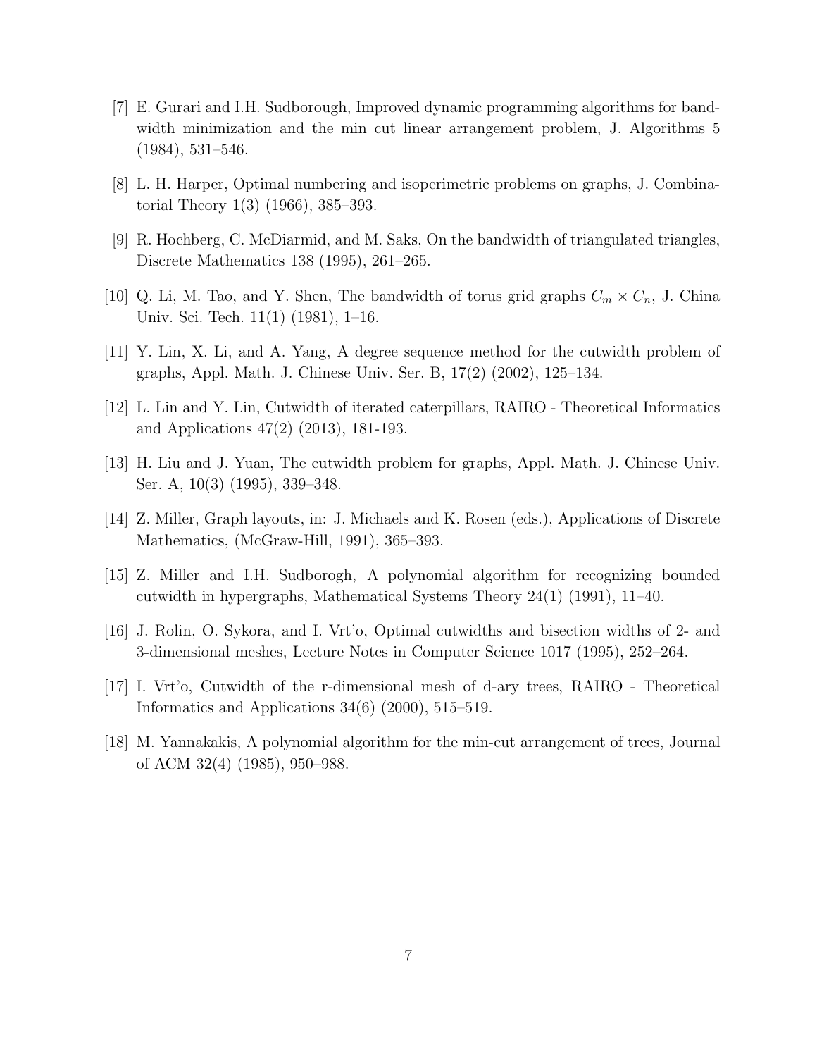[7] E. Gurari and I.H. Sudborough, Improved dynamic programming algorithms for bandwidth minimization and the min cut linear arrangement problem, J. Algorithms 5 (1984), 531–546.

[8] L. H. Harper, Optimal numbering and isoperimetric problems on graphs, J. Combinatorial Theory 1(3) (1966), 385–393.

[9] R. Hochberg, C. McDiarmid, and M. Saks, On the bandwidth of triangulated triangles, Discrete Mathematics 138 (1995), 261–265.

[10] Q. Li, M. Tao, and Y. Shen, The bandwidth of torus grid graphs $C_m \times C_n$, J. China Univ. Sci. Tech. 11(1) (1981), 1–16.

[11] Y. Lin, X. Li, and A. Yang, A degree sequence method for the cutwidth problem of graphs, Appl. Math. J. Chinese Univ. Ser. B, 17(2) (2002), 125–134.

[12] L. Lin and Y. Lin, Cutwidth of iterated caterpillars, RAIRO - Theoretical Informatics and Applications 47(2) (2013), 181-193.

[13] H. Liu and J. Yuan, The cutwidth problem for graphs, Appl. Math. J. Chinese Univ. Ser. A, 10(3) (1995), 339–348.

[14] Z. Miller, Graph layouts, in: J. Michaels and K. Rosen (eds.), Applications of Discrete Mathematics, (McGraw-Hill, 1991), 365–393.

[15] Z. Miller and I.H. Sudborogh, A polynomial algorithm for recognizing bounded cutwidth in hypergraphs, Mathematical Systems Theory 24(1) (1991), 11–40.

[16] J. Rolin, O. Sykora, and I. Vrt'o, Optimal cutwidths and bisection widths of 2- and 3-dimensional meshes, Lecture Notes in Computer Science 1017 (1995), 252–264.

[17] I. Vrt'o, Cutwidth of the r-dimensional mesh of d-ary trees, RAIRO - Theoretical Informatics and Applications 34(6) (2000), 515–519.

[18] M. Yannakakis, A polynomial algorithm for the min-cut arrangement of trees, Journal of ACM 32(4) (1985), 950–988.